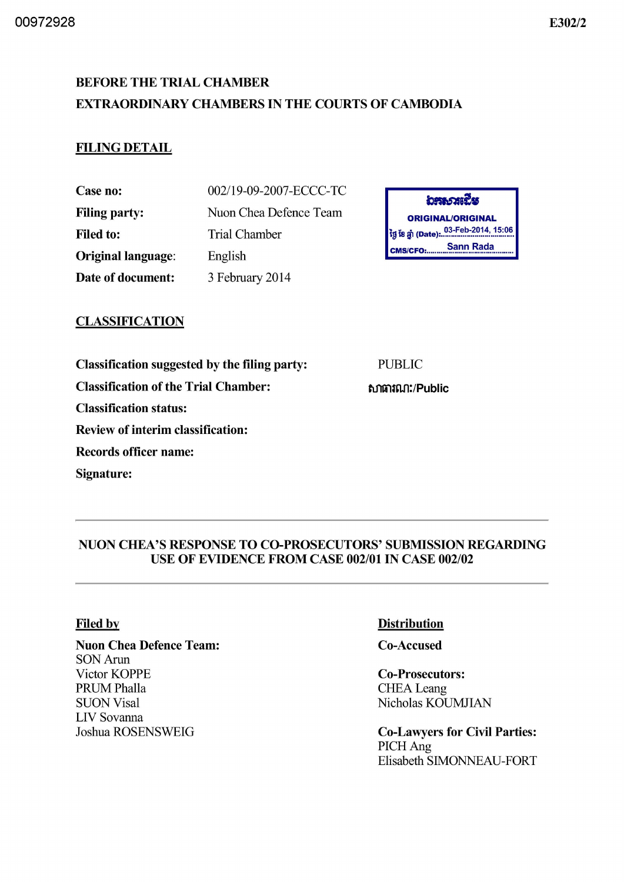**BEFORE THE TRIAL CHAMBER**
**EXTRAORDINARY CHAMBERS IN THE COURTS OF CAMBODIA**

**FILING DETAIL**

| | |
|---|---|
| **Case no:** | 002/19-09-2007-ECCC-TC |
| **Filing party:** | Nuon Chea Defence Team |
| **Filed to:** | Trial Chamber |
| **Original language:** | English |
| **Date of document:** | 3 February 2014 |

ឯកសារដើម
ORIGINAL/ORIGINAL
ថ្ងៃ ខែ ឆ្នាំ (Date): 03-Feb-2014, 15:06
CMS/CFO: Sann Rada

**CLASSIFICATION**

**Classification suggested by the filing party:** PUBLIC
**Classification of the Trial Chamber:** សាធារណៈ/Public
**Classification status:**
**Review of interim classification:**
**Records officer name:**
**Signature:**

---

**NUON CHEA'S RESPONSE TO CO-PROSECUTORS' SUBMISSION REGARDING USE OF EVIDENCE FROM CASE 002/01 IN CASE 002/02**

---

**Filed by**

**Nuon Chea Defence Team:**
SON Arun
Victor KOPPE
PRUM Phalla
SUON Visal
LIV Sovanna
Joshua ROSENSWEIG

**Distribution**

**Co-Accused**

**Co-Prosecutors:**
CHEA Leang
Nicholas KOUMJIAN

**Co-Lawyers for Civil Parties:**
PICH Ang
Elisabeth SIMONNEAU-FORT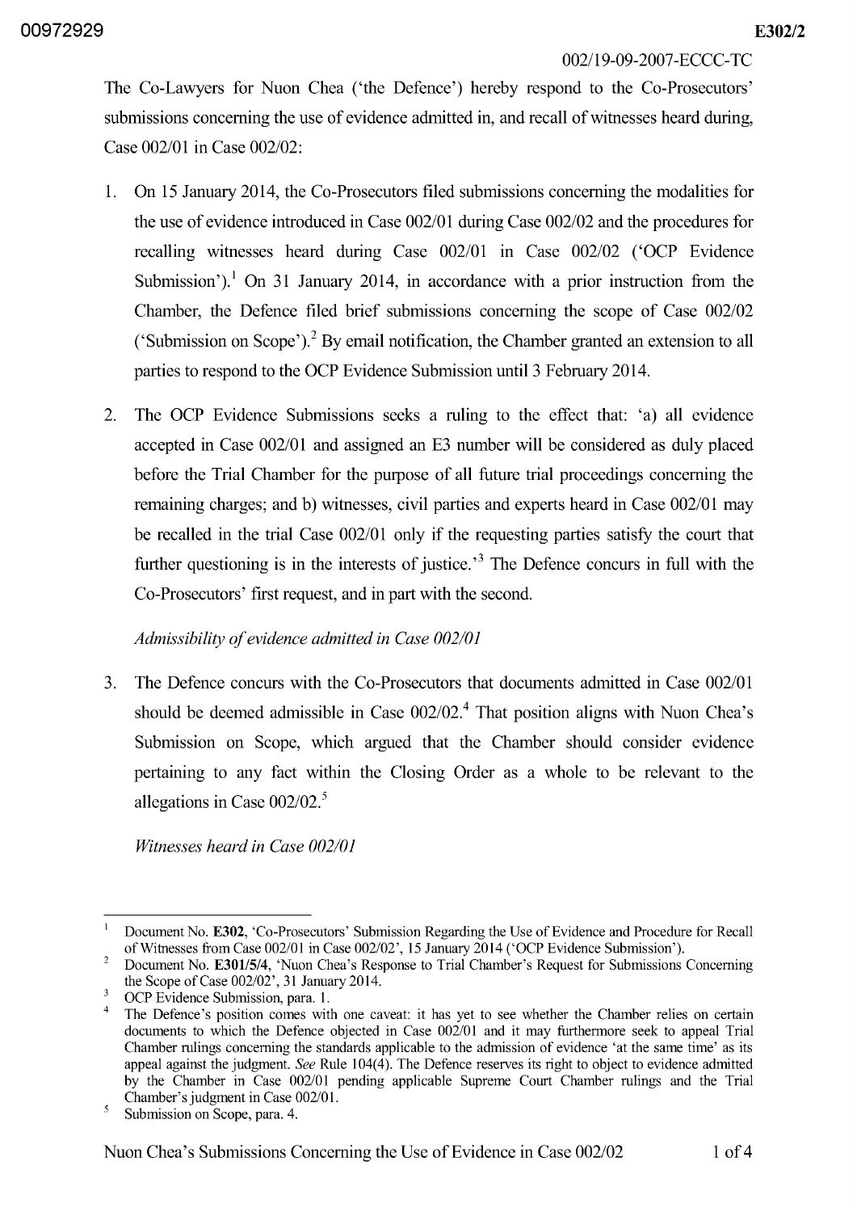The Co-Lawyers for Nuon Chea ('the Defence') hereby respond to the Co-Prosecutors' submissions concerning the use of evidence admitted in, and recall of witnesses heard during, Case 002/01 in Case 002/02:

1. On 15 January 2014, the Co-Prosecutors filed submissions concerning the modalities for the use of evidence introduced in Case 002/01 during Case 002/02 and the procedures for recalling witnesses heard during Case 002/01 in Case 002/02 ('OCP Evidence Submission').[1] On 31 January 2014, in accordance with a prior instruction from the Chamber, the Defence filed brief submissions concerning the scope of Case 002/02 ('Submission on Scope').[2] By email notification, the Chamber granted an extension to all parties to respond to the OCP Evidence Submission until 3 February 2014.

2. The OCP Evidence Submissions seeks a ruling to the effect that: 'a) all evidence accepted in Case 002/01 and assigned an E3 number will be considered as duly placed before the Trial Chamber for the purpose of all future trial proceedings concerning the remaining charges; and b) witnesses, civil parties and experts heard in Case 002/01 may be recalled in the trial Case 002/01 only if the requesting parties satisfy the court that further questioning is in the interests of justice.'[3] The Defence concurs in full with the Co-Prosecutors' first request, and in part with the second.

*Admissibility of evidence admitted in Case 002/01*

3. The Defence concurs with the Co-Prosecutors that documents admitted in Case 002/01 should be deemed admissible in Case 002/02.[4] That position aligns with Nuon Chea's Submission on Scope, which argued that the Chamber should consider evidence pertaining to any fact within the Closing Order as a whole to be relevant to the allegations in Case 002/02.[5]

*Witnesses heard in Case 002/01*

---

[1] Document No. **E302**, 'Co-Prosecutors' Submission Regarding the Use of Evidence and Procedure for Recall of Witnesses from Case 002/01 in Case 002/02', 15 January 2014 ('OCP Evidence Submission').

[2] Document No. **E301/5/4**, 'Nuon Chea's Response to Trial Chamber's Request for Submissions Concerning the Scope of Case 002/02', 31 January 2014.

[3] OCP Evidence Submission, para. 1.

[4] The Defence's position comes with one caveat: it has yet to see whether the Chamber relies on certain documents to which the Defence objected in Case 002/01 and it may furthermore seek to appeal Trial Chamber rulings concerning the standards applicable to the admission of evidence 'at the same time' as its appeal against the judgment. *See* Rule 104(4). The Defence reserves its right to object to evidence admitted by the Chamber in Case 002/01 pending applicable Supreme Court Chamber rulings and the Trial Chamber's judgment in Case 002/01.

[5] Submission on Scope, para. 4.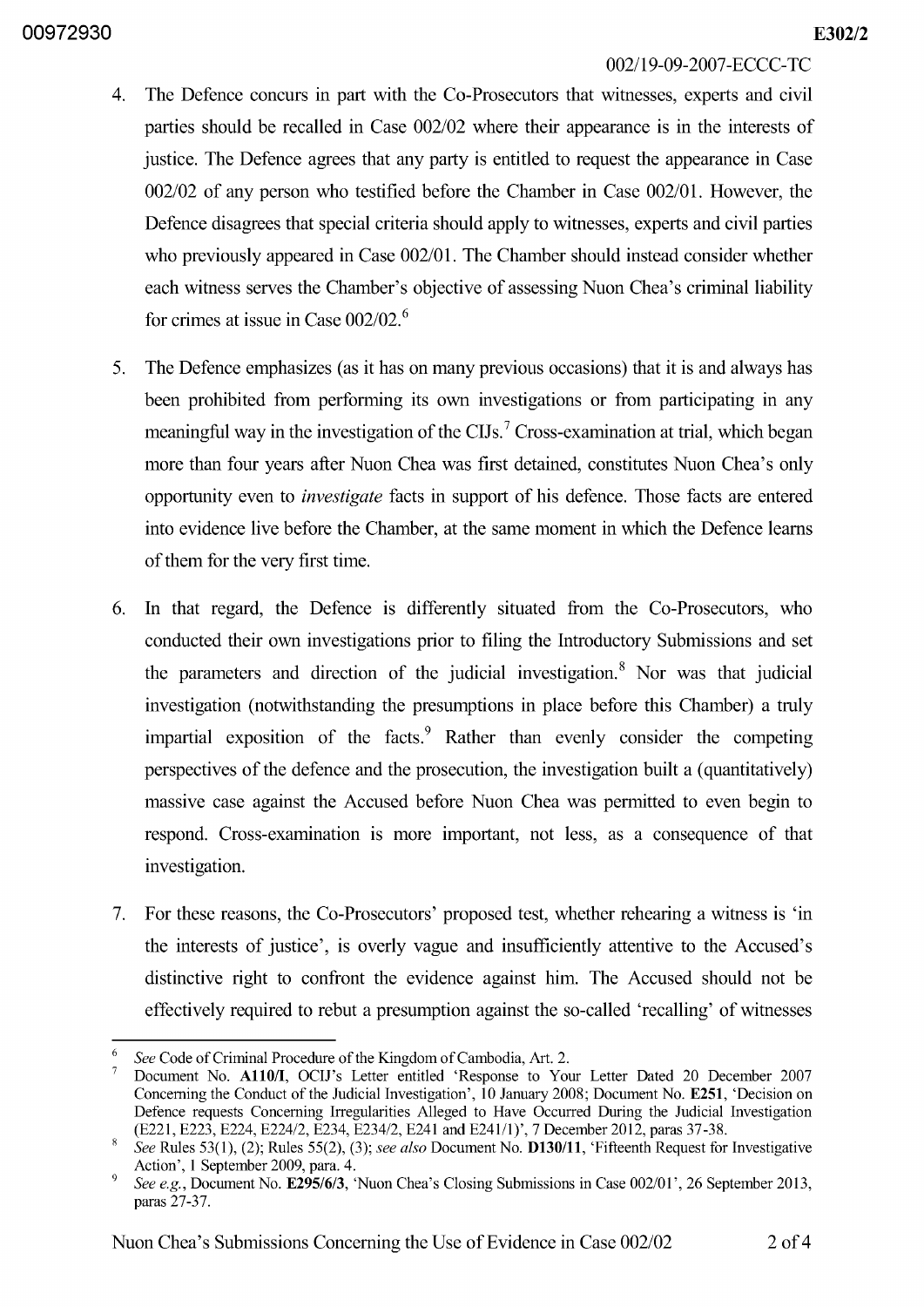4. The Defence concurs in part with the Co-Prosecutors that witnesses, experts and civil parties should be recalled in Case 002/02 where their appearance is in the interests of justice. The Defence agrees that any party is entitled to request the appearance in Case 002/02 of any person who testified before the Chamber in Case 002/01. However, the Defence disagrees that special criteria should apply to witnesses, experts and civil parties who previously appeared in Case 002/01. The Chamber should instead consider whether each witness serves the Chamber's objective of assessing Nuon Chea's criminal liability for crimes at issue in Case 002/02.[6]

5. The Defence emphasizes (as it has on many previous occasions) that it is and always has been prohibited from performing its own investigations or from participating in any meaningful way in the investigation of the CIJs.[7] Cross-examination at trial, which began more than four years after Nuon Chea was first detained, constitutes Nuon Chea's only opportunity even to *investigate* facts in support of his defence. Those facts are entered into evidence live before the Chamber, at the same moment in which the Defence learns of them for the very first time.

6. In that regard, the Defence is differently situated from the Co-Prosecutors, who conducted their own investigations prior to filing the Introductory Submissions and set the parameters and direction of the judicial investigation.[8] Nor was that judicial investigation (notwithstanding the presumptions in place before this Chamber) a truly impartial exposition of the facts.[9] Rather than evenly consider the competing perspectives of the defence and the prosecution, the investigation built a (quantitatively) massive case against the Accused before Nuon Chea was permitted to even begin to respond. Cross-examination is more important, not less, as a consequence of that investigation.

7. For these reasons, the Co-Prosecutors' proposed test, whether rehearing a witness is 'in the interests of justice', is overly vague and insufficiently attentive to the Accused's distinctive right to confront the evidence against him. The Accused should not be effectively required to rebut a presumption against the so-called 'recalling' of witnesses

---

[6] *See* Code of Criminal Procedure of the Kingdom of Cambodia, Art. 2.

[7] Document No. **A110/I**, OCIJ's Letter entitled 'Response to Your Letter Dated 20 December 2007 Concerning the Conduct of the Judicial Investigation', 10 January 2008; Document No. **E251**, 'Decision on Defence requests Concerning Irregularities Alleged to Have Occurred During the Judicial Investigation (E221, E223, E224, E224/2, E234, E234/2, E241 and E241/1)', 7 December 2012, paras 37-38.

[8] *See* Rules 53(1), (2); Rules 55(2), (3); *see also* Document No. **D130/11**, 'Fifteenth Request for Investigative Action', 1 September 2009, para. 4.

[9] *See e.g.*, Document No. **E295/6/3**, 'Nuon Chea's Closing Submissions in Case 002/01', 26 September 2013, paras 27-37.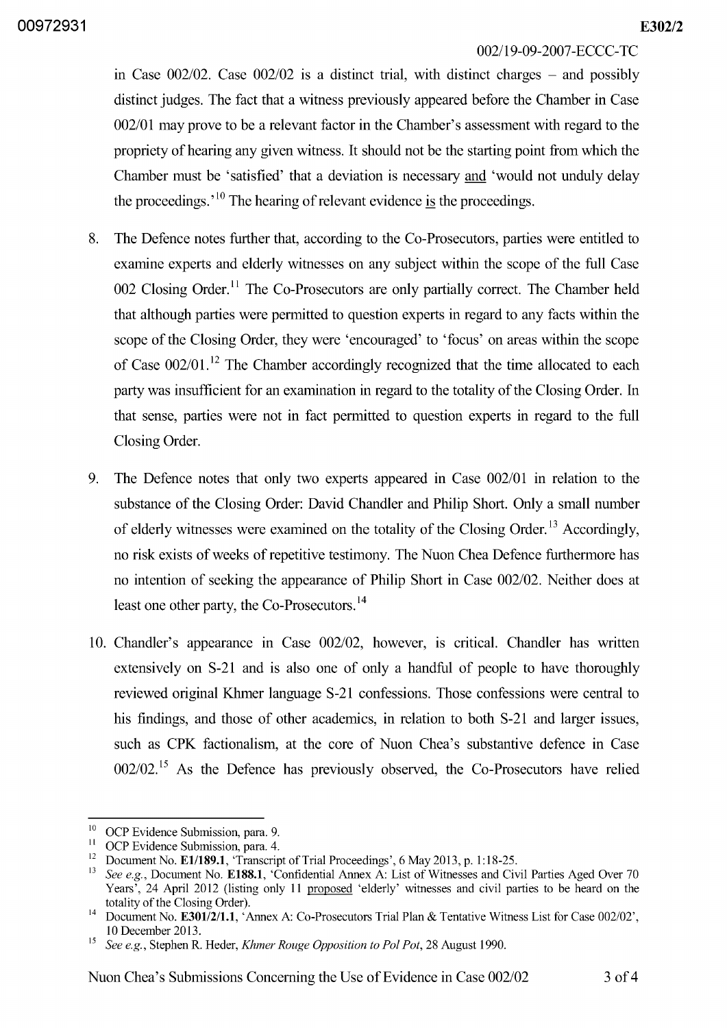in Case 002/02. Case 002/02 is a distinct trial, with distinct charges – and possibly distinct judges. The fact that a witness previously appeared before the Chamber in Case 002/01 may prove to be a relevant factor in the Chamber's assessment with regard to the propriety of hearing any given witness. It should not be the starting point from which the Chamber must be 'satisfied' that a deviation is necessary and 'would not unduly delay the proceedings.'[10] The hearing of relevant evidence is the proceedings.

8. The Defence notes further that, according to the Co-Prosecutors, parties were entitled to examine experts and elderly witnesses on any subject within the scope of the full Case 002 Closing Order.[11] The Co-Prosecutors are only partially correct. The Chamber held that although parties were permitted to question experts in regard to any facts within the scope of the Closing Order, they were 'encouraged' to 'focus' on areas within the scope of Case 002/01.[12] The Chamber accordingly recognized that the time allocated to each party was insufficient for an examination in regard to the totality of the Closing Order. In that sense, parties were not in fact permitted to question experts in regard to the full Closing Order.

9. The Defence notes that only two experts appeared in Case 002/01 in relation to the substance of the Closing Order: David Chandler and Philip Short. Only a small number of elderly witnesses were examined on the totality of the Closing Order.[13] Accordingly, no risk exists of weeks of repetitive testimony. The Nuon Chea Defence furthermore has no intention of seeking the appearance of Philip Short in Case 002/02. Neither does at least one other party, the Co-Prosecutors.[14]

10. Chandler's appearance in Case 002/02, however, is critical. Chandler has written extensively on S-21 and is also one of only a handful of people to have thoroughly reviewed original Khmer language S-21 confessions. Those confessions were central to his findings, and those of other academics, in relation to both S-21 and larger issues, such as CPK factionalism, at the core of Nuon Chea's substantive defence in Case 002/02.[15] As the Defence has previously observed, the Co-Prosecutors have relied

---

[10] OCP Evidence Submission, para. 9.

[11] OCP Evidence Submission, para. 4.

[12] Document No. **E1/189.1**, 'Transcript of Trial Proceedings', 6 May 2013, p. 1:18-25.

[13] *See e.g.*, Document No. **E188.1**, 'Confidential Annex A: List of Witnesses and Civil Parties Aged Over 70 Years', 24 April 2012 (listing only 11 proposed 'elderly' witnesses and civil parties to be heard on the totality of the Closing Order).

[14] Document No. **E301/2/1.1**, 'Annex A: Co-Prosecutors Trial Plan & Tentative Witness List for Case 002/02', 10 December 2013.

[15] *See e.g.*, Stephen R. Heder, *Khmer Rouge Opposition to Pol Pot*, 28 August 1990.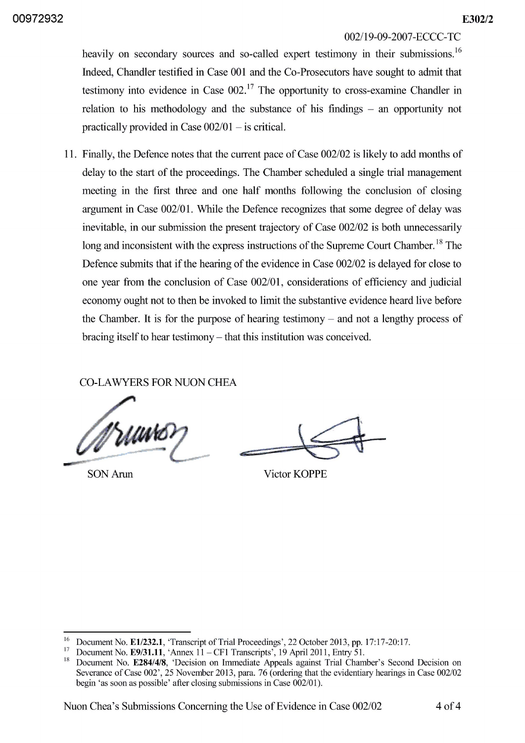heavily on secondary sources and so-called expert testimony in their submissions.[16] Indeed, Chandler testified in Case 001 and the Co-Prosecutors have sought to admit that testimony into evidence in Case 002.[17] The opportunity to cross-examine Chandler in relation to his methodology and the substance of his findings – an opportunity not practically provided in Case 002/01 – is critical.

11. Finally, the Defence notes that the current pace of Case 002/02 is likely to add months of delay to the start of the proceedings. The Chamber scheduled a single trial management meeting in the first three and one half months following the conclusion of closing argument in Case 002/01. While the Defence recognizes that some degree of delay was inevitable, in our submission the present trajectory of Case 002/02 is both unnecessarily long and inconsistent with the express instructions of the Supreme Court Chamber.[18] The Defence submits that if the hearing of the evidence in Case 002/02 is delayed for close to one year from the conclusion of Case 002/01, considerations of efficiency and judicial economy ought not to then be invoked to limit the substantive evidence heard live before the Chamber. It is for the purpose of hearing testimony – and not a lengthy process of bracing itself to hear testimony – that this institution was conceived.

CO-LAWYERS FOR NUON CHEA

SON Arun

Victor KOPPE

---

[16] Document No. **E1/232.1**, 'Transcript of Trial Proceedings', 22 October 2013, pp. 17:17-20:17.

[17] Document No. **E9/31.11**, 'Annex 11 – CF1 Transcripts', 19 April 2011, Entry 51.

[18] Document No. **E284/4/8**, 'Decision on Immediate Appeals against Trial Chamber's Second Decision on Severance of Case 002', 25 November 2013, para. 76 (ordering that the evidentiary hearings in Case 002/02 begin 'as soon as possible' after closing submissions in Case 002/01).